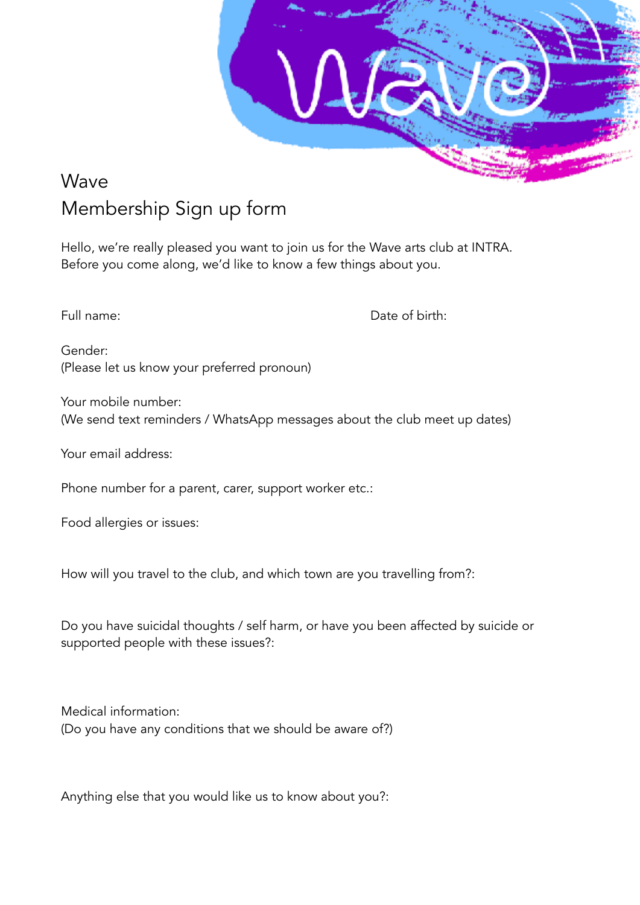# Wave
## Membership Sign up form

Hello, we're really pleased you want to join us for the Wave arts club at INTRA. Before you come along, we'd like to know a few things about you.

Full name:

Date of birth:

Gender:
(Please let us know your preferred pronoun)

Your mobile number:
(We send text reminders / WhatsApp messages about the club meet up dates)

Your email address:

Phone number for a parent, carer, support worker etc.:

Food allergies or issues:

How will you travel to the club, and which town are you travelling from?:

Do you have suicidal thoughts / self harm, or have you been affected by suicide or supported people with these issues?:

Medical information:
(Do you have any conditions that we should be aware of?)

Anything else that you would like us to know about you?: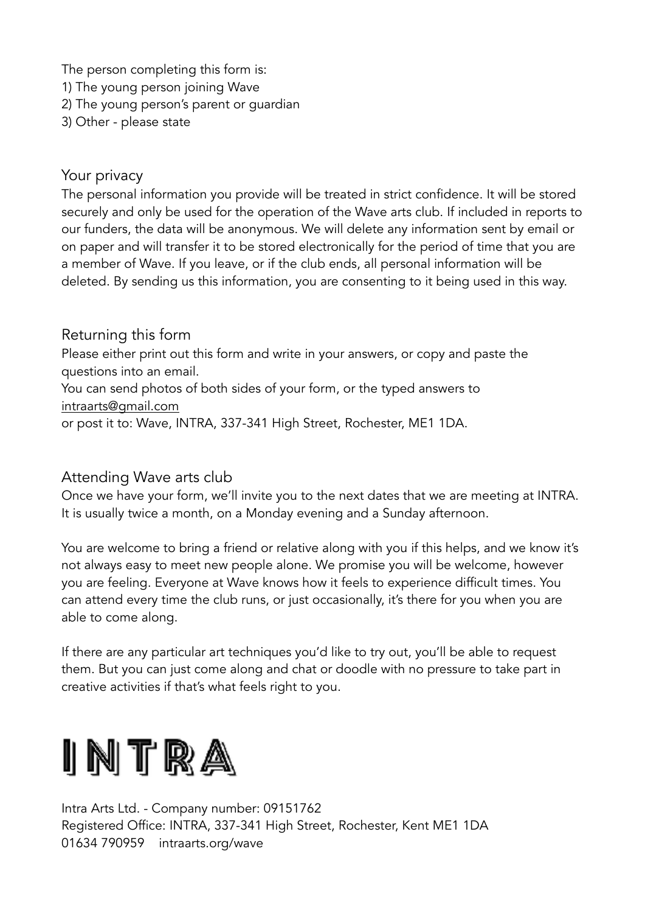The person completing this form is:
1) The young person joining Wave
2) The young person's parent or guardian
3) Other - please state

## Your privacy

The personal information you provide will be treated in strict confidence. It will be stored securely and only be used for the operation of the Wave arts club. If included in reports to our funders, the data will be anonymous. We will delete any information sent by email or on paper and will transfer it to be stored electronically for the period of time that you are a member of Wave. If you leave, or if the club ends, all personal information will be deleted. By sending us this information, you are consenting to it being used in this way.

## Returning this form

Please either print out this form and write in your answers, or copy and paste the questions into an email.
You can send photos of both sides of your form, or the typed answers to intraarts@gmail.com
or post it to: Wave, INTRA, 337-341 High Street, Rochester, ME1 1DA.

## Attending Wave arts club

Once we have your form, we'll invite you to the next dates that we are meeting at INTRA. It is usually twice a month, on a Monday evening and a Sunday afternoon.

You are welcome to bring a friend or relative along with you if this helps, and we know it's not always easy to meet new people alone. We promise you will be welcome, however you are feeling. Everyone at Wave knows how it feels to experience difficult times. You can attend every time the club runs, or just occasionally, it's there for you when you are able to come along.

If there are any particular art techniques you'd like to try out, you'll be able to request them. But you can just come along and chat or doodle with no pressure to take part in creative activities if that's what feels right to you.

INTRA

Intra Arts Ltd. - Company number: 09151762
Registered Office: INTRA, 337-341 High Street, Rochester, Kent ME1 1DA
01634 790959 intraarts.org/wave